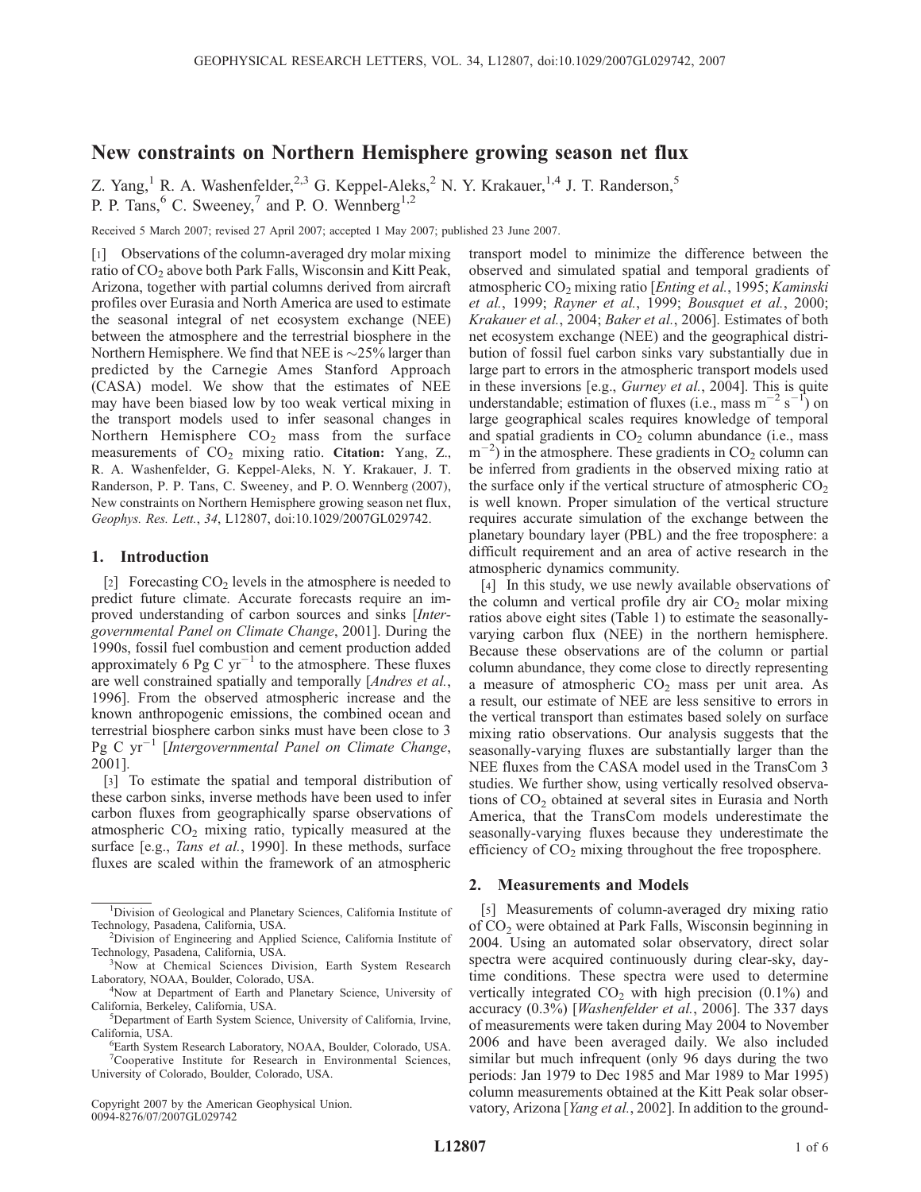# New constraints on Northern Hemisphere growing season net flux

Z. Yang,[1] R. A. Washenfelder,[2,3] G. Keppel-Aleks,[2] N. Y. Krakauer,[1,4] J. T. Randerson,[5] P. P. Tans,[6] C. Sweeney,[7] and P. O. Wennberg[1,2]

Received 5 March 2007; revised 27 April 2007; accepted 1 May 2007; published 23 June 2007.

[1] Observations of the column-averaged dry molar mixing ratio of $CO_2$ above both Park Falls, Wisconsin and Kitt Peak, Arizona, together with partial columns derived from aircraft profiles over Eurasia and North America are used to estimate the seasonal integral of net ecosystem exchange (NEE) between the atmosphere and the terrestrial biosphere in the Northern Hemisphere. We find that NEE is ~25% larger than predicted by the Carnegie Ames Stanford Approach (CASA) model. We show that the estimates of NEE may have been biased low by too weak vertical mixing in the transport models used to infer seasonal changes in Northern Hemisphere $CO_2$ mass from the surface measurements of $CO_2$ mixing ratio. **Citation:** Yang, Z., R. A. Washenfelder, G. Keppel-Aleks, N. Y. Krakauer, J. T. Randerson, P. P. Tans, C. Sweeney, and P. O. Wennberg (2007), New constraints on Northern Hemisphere growing season net flux, *Geophys. Res. Lett.*, *34*, L12807, doi:10.1029/2007GL029742.

## 1. Introduction

[2] Forecasting $CO_2$ levels in the atmosphere is needed to predict future climate. Accurate forecasts require an improved understanding of carbon sources and sinks [*Intergovernmental Panel on Climate Change*, 2001]. During the 1990s, fossil fuel combustion and cement production added approximately 6 Pg C $yr^{-1}$ to the atmosphere. These fluxes are well constrained spatially and temporally [*Andres et al.*, 1996]. From the observed atmospheric increase and the known anthropogenic emissions, the combined ocean and terrestrial biosphere carbon sinks must have been close to 3 Pg C $yr^{-1}$ [*Intergovernmental Panel on Climate Change*, 2001].

[3] To estimate the spatial and temporal distribution of these carbon sinks, inverse methods have been used to infer carbon fluxes from geographically sparse observations of atmospheric $CO_2$ mixing ratio, typically measured at the surface [e.g., *Tans et al.*, 1990]. In these methods, surface fluxes are scaled within the framework of an atmospheric transport model to minimize the difference between the observed and simulated spatial and temporal gradients of atmospheric $CO_2$ mixing ratio [*Enting et al.*, 1995; *Kaminski et al.*, 1999; *Rayner et al.*, 1999; *Bousquet et al.*, 2000; *Krakauer et al.*, 2004; *Baker et al.*, 2006]. Estimates of both net ecosystem exchange (NEE) and the geographical distribution of fossil fuel carbon sinks vary substantially due in large part to errors in the atmospheric transport models used in these inversions [e.g., *Gurney et al.*, 2004]. This is quite understandable; estimation of fluxes (i.e., mass $m^{-2}$ $s^{-1}$) on large geographical scales requires knowledge of temporal and spatial gradients in $CO_2$ column abundance (i.e., mass $m^{-2}$) in the atmosphere. These gradients in $CO_2$ column can be inferred from gradients in the observed mixing ratio at the surface only if the vertical structure of atmospheric $CO_2$ is well known. Proper simulation of the vertical structure requires accurate simulation of the exchange between the planetary boundary layer (PBL) and the free troposphere: a difficult requirement and an area of active research in the atmospheric dynamics community.

[4] In this study, we use newly available observations of the column and vertical profile dry air $CO_2$ molar mixing ratios above eight sites (Table 1) to estimate the seasonally-varying carbon flux (NEE) in the northern hemisphere. Because these observations are of the column or partial column abundance, they come close to directly representing a measure of atmospheric $CO_2$ mass per unit area. As a result, our estimate of NEE are less sensitive to errors in the vertical transport than estimates based solely on surface mixing ratio observations. Our analysis suggests that the seasonally-varying fluxes are substantially larger than the NEE fluxes from the CASA model used in the TransCom 3 studies. We further show, using vertically resolved observations of $CO_2$ obtained at several sites in Eurasia and North America, that the TransCom models underestimate the seasonally-varying fluxes because they underestimate the efficiency of $CO_2$ mixing throughout the free troposphere.

## 2. Measurements and Models

[5] Measurements of column-averaged dry mixing ratio of $CO_2$ were obtained at Park Falls, Wisconsin beginning in 2004. Using an automated solar observatory, direct solar spectra were acquired continuously during clear-sky, daytime conditions. These spectra were used to determine vertically integrated $CO_2$ with high precision (0.1%) and accuracy (0.3%) [*Washenfelder et al.*, 2006]. The 337 days of measurements were taken during May 2004 to November 2006 and have been averaged daily. We also included similar but much infrequent (only 96 days during the two periods: Jan 1979 to Dec 1985 and Mar 1989 to Mar 1995) column measurements obtained at the Kitt Peak solar observatory, Arizona [*Yang et al.*, 2002]. In addition to the ground-

[1]Division of Geological and Planetary Sciences, California Institute of Technology, Pasadena, California, USA.
[2]Division of Engineering and Applied Science, California Institute of Technology, Pasadena, California, USA.
[3]Now at Chemical Sciences Division, Earth System Research Laboratory, NOAA, Boulder, Colorado, USA.
[4]Now at Department of Earth and Planetary Science, University of California, Berkeley, California, USA.
[5]Department of Earth System Science, University of California, Irvine, California, USA.
[6]Earth System Research Laboratory, NOAA, Boulder, Colorado, USA.
[7]Cooperative Institute for Research in Environmental Sciences, University of Colorado, Boulder, Colorado, USA.

Copyright 2007 by the American Geophysical Union.
0094-8276/07/2007GL029742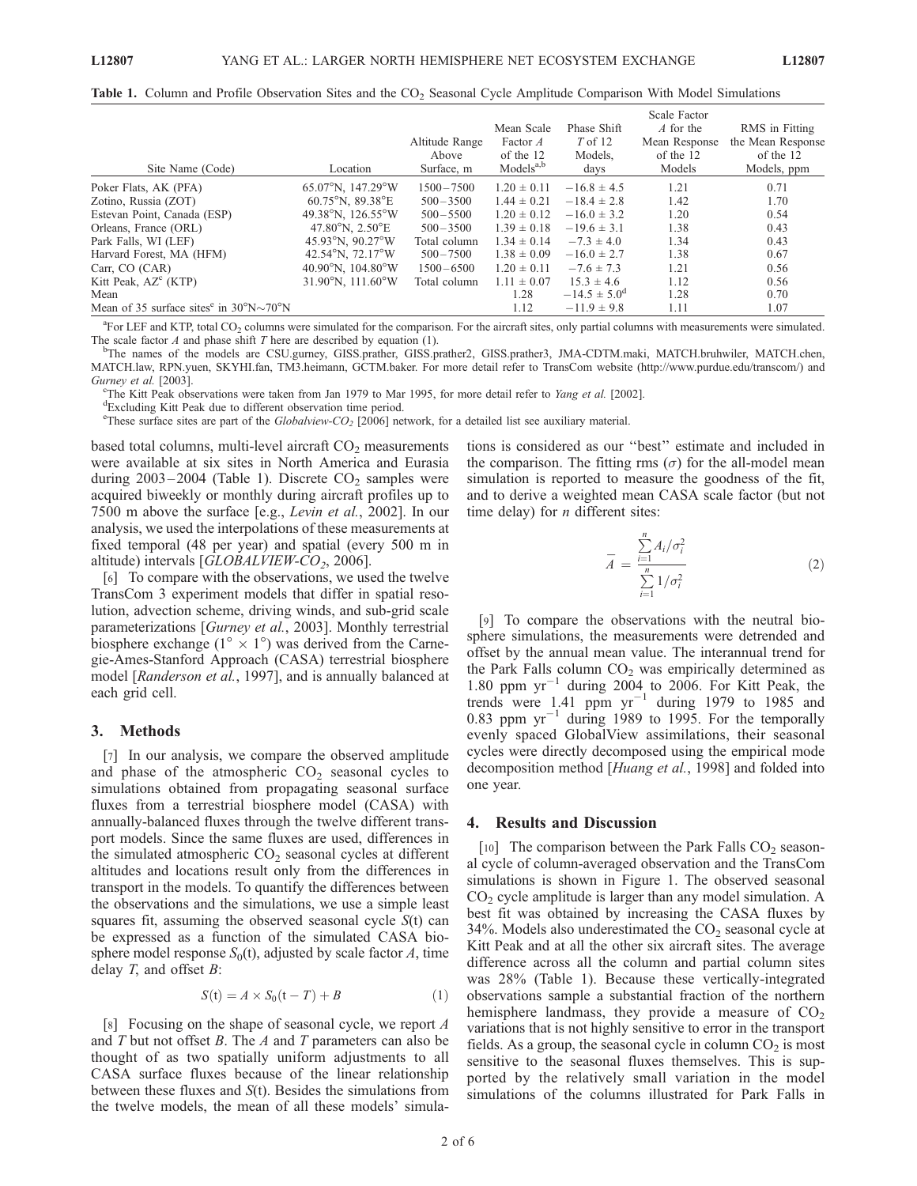**Table 1.** Column and Profile Observation Sites and the $CO_2$ Seasonal Cycle Amplitude Comparison With Model Simulations

| Site Name (Code) | Location | Altitude Range Above Surface, m | Mean Scale Factor $A$ of the 12 Models[a,b] | Phase Shift $T$ of 12 Models, days | Scale Factor $A$ for the Mean Response of the 12 Models | RMS in Fitting the Mean Response of the 12 Models, ppm |
|---|---|---|---|---|---|---|
| Poker Flats, AK (PFA) | 65.07°N, 147.29°W | 1500–7500 | 1.20 ± 0.11 | −16.8 ± 4.5 | 1.21 | 0.71 |
| Zotino, Russia (ZOT) | 60.75°N, 89.38°E | 500–3500 | 1.44 ± 0.21 | −18.4 ± 2.8 | 1.42 | 1.70 |
| Estevan Point, Canada (ESP) | 49.38°N, 126.55°W | 500–5500 | 1.20 ± 0.12 | −16.0 ± 3.2 | 1.20 | 0.54 |
| Orleans, France (ORL) | 47.80°N, 2.50°E | 500–3500 | 1.39 ± 0.18 | −19.6 ± 3.1 | 1.38 | 0.43 |
| Park Falls, WI (LEF) | 45.93°N, 90.27°W | Total column | 1.34 ± 0.14 | −7.3 ± 4.0 | 1.34 | 0.43 |
| Harvard Forest, MA (HFM) | 42.54°N, 72.17°W | 500–7500 | 1.38 ± 0.09 | −16.0 ± 2.7 | 1.38 | 0.67 |
| Carr, CO (CAR) | 40.90°N, 104.80°W | 1500–6500 | 1.20 ± 0.11 | −7.6 ± 7.3 | 1.21 | 0.56 |
| Kitt Peak, AZ[c] (KTP) | 31.90°N, 111.60°W | Total column | 1.11 ± 0.07 | 15.3 ± 4.6 | 1.12 | 0.56 |
| Mean | | | 1.28 | −14.5 ± 5.0[d] | 1.28 | 0.70 |
| Mean of 35 surface sites[e] in 30°N∼70°N | | | 1.12 | −11.9 ± 9.8 | 1.11 | 1.07 |

[a]For LEF and KTP, total $CO_2$ columns were simulated for the comparison. For the aircraft sites, only partial columns with measurements were simulated. The scale factor $A$ and phase shift $T$ here are described by equation (1).

[b]The names of the models are CSU.gurney, GISS.prather, GISS.prather2, GISS.prather3, JMA-CDTM.maki, MATCH.bruhwiler, MATCH.chen, MATCH.law, RPN.yuen, SKYHI.fan, TM3.heimann, GCTM.baker. For more detail refer to TransCom website (http://www.purdue.edu/transcom/) and *Gurney et al.* [2003].

[c]The Kitt Peak observations were taken from Jan 1979 to Mar 1995, for more detail refer to *Yang et al.* [2002].

[d]Excluding Kitt Peak due to different observation time period.

[e]These surface sites are part of the *Globalview-CO$_2$* [2006] network, for a detailed list see auxiliary material.

based total columns, multi-level aircraft $CO_2$ measurements were available at six sites in North America and Eurasia during 2003–2004 (Table 1). Discrete $CO_2$ samples were acquired biweekly or monthly during aircraft profiles up to 7500 m above the surface [e.g., *Levin et al.*, 2002]. In our analysis, we used the interpolations of these measurements at fixed temporal (48 per year) and spatial (every 500 m in altitude) intervals [*GLOBALVIEW-CO$_2$*, 2006].

[6] To compare with the observations, we used the twelve TransCom 3 experiment models that differ in spatial resolution, advection scheme, driving winds, and sub-grid scale parameterizations [*Gurney et al.*, 2003]. Monthly terrestrial biosphere exchange (1° × 1°) was derived from the Carnegie-Ames-Stanford Approach (CASA) terrestrial biosphere model [*Randerson et al.*, 1997], and is annually balanced at each grid cell.

## 3. Methods

[7] In our analysis, we compare the observed amplitude and phase of the atmospheric $CO_2$ seasonal cycles to simulations obtained from propagating seasonal surface fluxes from a terrestrial biosphere model (CASA) with annually-balanced fluxes through the twelve different transport models. Since the same fluxes are used, differences in the simulated atmospheric $CO_2$ seasonal cycles at different altitudes and locations result only from the differences in transport in the models. To quantify the differences between the observations and the simulations, we use a simple least squares fit, assuming the observed seasonal cycle $S(t)$ can be expressed as a function of the simulated CASA biosphere model response $S_0(t)$, adjusted by scale factor $A$, time delay $T$, and offset $B$:

$$S(t) = A \times S_0(t - T) + B \tag{1}$$

[8] Focusing on the shape of seasonal cycle, we report $A$ and $T$ but not offset $B$. The $A$ and $T$ parameters can also be thought of as two spatially uniform adjustments to all CASA surface fluxes because of the linear relationship between these fluxes and $S(t)$. Besides the simulations from the twelve models, the mean of all these models' simulations is considered as our "best" estimate and included in the comparison. The fitting rms ($\sigma$) for the all-model mean simulation is reported to measure the goodness of the fit, and to derive a weighted mean CASA scale factor (but not time delay) for $n$ different sites:

$$\bar{A} = \frac{\sum_{i=1}^{n} A_i/\sigma_i^2}{\sum_{i=1}^{n} 1/\sigma_i^2} \tag{2}$$

[9] To compare the observations with the neutral biosphere simulations, the measurements were detrended and offset by the annual mean value. The interannual trend for the Park Falls column $CO_2$ was empirically determined as 1.80 ppm yr$^{-1}$ during 2004 to 2006. For Kitt Peak, the trends were 1.41 ppm yr$^{-1}$ during 1979 to 1985 and 0.83 ppm yr$^{-1}$ during 1989 to 1995. For the temporally evenly spaced GlobalView assimilations, their seasonal cycles were directly decomposed using the empirical mode decomposition method [*Huang et al.*, 1998] and folded into one year.

## 4. Results and Discussion

[10] The comparison between the Park Falls $CO_2$ seasonal cycle of column-averaged observation and the TransCom simulations is shown in Figure 1. The observed seasonal $CO_2$ cycle amplitude is larger than any model simulation. A best fit was obtained by increasing the CASA fluxes by 34%. Models also underestimated the $CO_2$ seasonal cycle at Kitt Peak and at all the other six aircraft sites. The average difference across all the column and partial column sites was 28% (Table 1). Because these vertically-integrated observations sample a substantial fraction of the northern hemisphere landmass, they provide a measure of $CO_2$ variations that is not highly sensitive to error in the transport fields. As a group, the seasonal cycle in column $CO_2$ is most sensitive to the seasonal fluxes themselves. This is supported by the relatively small variation in the model simulations of the columns illustrated for Park Falls in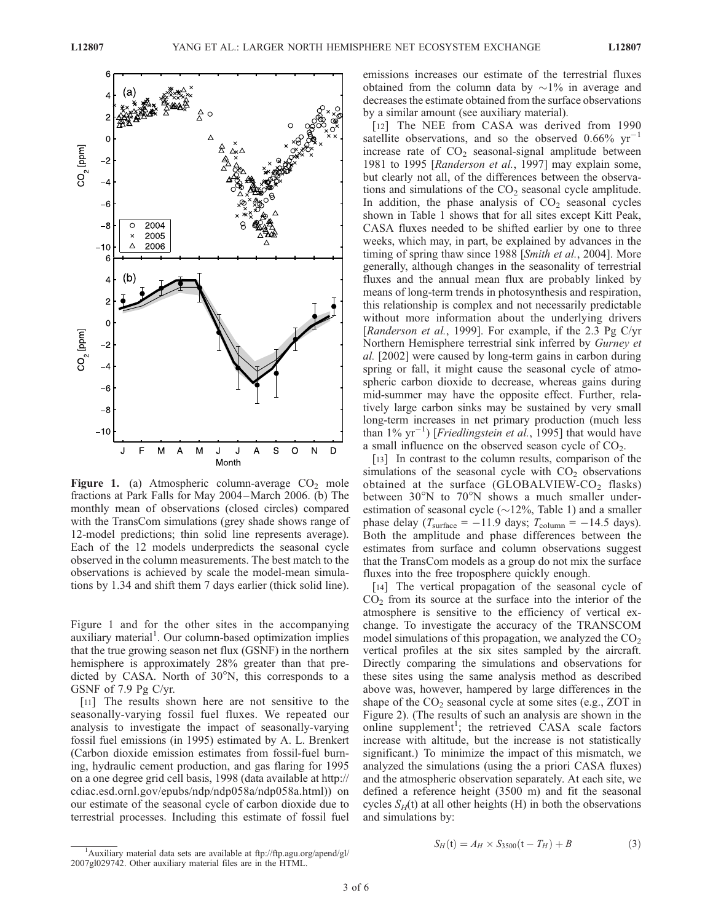**Figure 1.** (a) Atmospheric column-average $CO_2$ mole fractions at Park Falls for May 2004–March 2006. (b) The monthly mean of observations (closed circles) compared with the TransCom simulations (grey shade shows range of 12-model predictions; thin solid line represents average). Each of the 12 models underpredicts the seasonal cycle observed in the column measurements. The best match to the observations is achieved by scale the model-mean simulations by 1.34 and shift them 7 days earlier (thick solid line).

Figure 1 and for the other sites in the accompanying auxiliary material[1]. Our column-based optimization implies that the true growing season net flux (GSNF) in the northern hemisphere is approximately 28% greater than that predicted by CASA. North of 30°N, this corresponds to a GSNF of 7.9 Pg C/yr.

[11] The results shown here are not sensitive to the seasonally-varying fossil fuel fluxes. We repeated our analysis to investigate the impact of seasonally-varying fossil fuel emissions (in 1995) estimated by A. L. Brenkert (Carbon dioxide emission estimates from fossil-fuel burning, hydraulic cement production, and gas flaring for 1995 on a one degree grid cell basis, 1998 (data available at http://cdiac.esd.ornl.gov/epubs/ndp/ndp058a/ndp058a.html)) on our estimate of the seasonal cycle of carbon dioxide due to terrestrial processes. Including this estimate of fossil fuel emissions increases our estimate of the terrestrial fluxes obtained from the column data by ~1% in average and decreases the estimate obtained from the surface observations by a similar amount (see auxiliary material).

[12] The NEE from CASA was derived from 1990 satellite observations, and so the observed 0.66% $yr^{-1}$ increase rate of $CO_2$ seasonal-signal amplitude between 1981 to 1995 [*Randerson et al.*, 1997] may explain some, but clearly not all, of the differences between the observations and simulations of the $CO_2$ seasonal cycle amplitude. In addition, the phase analysis of $CO_2$ seasonal cycles shown in Table 1 shows that for all sites except Kitt Peak, CASA fluxes needed to be shifted earlier by one to three weeks, which may, in part, be explained by advances in the timing of spring thaw since 1988 [*Smith et al.*, 2004]. More generally, although changes in the seasonality of terrestrial fluxes and the annual mean flux are probably linked by means of long-term trends in photosynthesis and respiration, this relationship is complex and not necessarily predictable without more information about the underlying drivers [*Randerson et al.*, 1999]. For example, if the 2.3 Pg C/yr Northern Hemisphere terrestrial sink inferred by *Gurney et al.* [2002] were caused by long-term gains in carbon during spring or fall, it might cause the seasonal cycle of atmospheric carbon dioxide to decrease, whereas gains during mid-summer may have the opposite effect. Further, relatively large carbon sinks may be sustained by very small long-term increases in net primary production (much less than 1% $yr^{-1}$) [*Friedlingstein et al.*, 1995] that would have a small influence on the observed season cycle of $CO_2$.

[13] In contrast to the column results, comparison of the simulations of the seasonal cycle with $CO_2$ observations obtained at the surface (GLOBALVIEW-$CO_2$ flasks) between 30°N to 70°N shows a much smaller underestimation of seasonal cycle (~12%, Table 1) and a smaller phase delay ($T_{surface}$ = −11.9 days; $T_{column}$ = −14.5 days). Both the amplitude and phase differences between the estimates from surface and column observations suggest that the TransCom models as a group do not mix the surface fluxes into the free troposphere quickly enough.

[14] The vertical propagation of the seasonal cycle of $CO_2$ from its source at the surface into the interior of the atmosphere is sensitive to the efficiency of vertical exchange. To investigate the accuracy of the TRANSCOM model simulations of this propagation, we analyzed the $CO_2$ vertical profiles at the six sites sampled by the aircraft. Directly comparing the simulations and observations for these sites using the same analysis method as described above was, however, hampered by large differences in the shape of the $CO_2$ seasonal cycle at some sites (e.g., ZOT in Figure 2). (The results of such an analysis are shown in the online supplement[1]; the retrieved CASA scale factors increase with altitude, but the increase is not statistically significant.) To minimize the impact of this mismatch, we analyzed the simulations (using the a priori CASA fluxes) and the atmospheric observation separately. At each site, we defined a reference height (3500 m) and fit the seasonal cycles $S_H(t)$ at all other heights (H) in both the observations and simulations by:

$$S_H(t) = A_H \times S_{3500}(t - T_H) + B \tag{3}$$

[1]Auxiliary material data sets are available at ftp://ftp.agu.org/apend/gl/2007gl029742. Other auxiliary material files are in the HTML.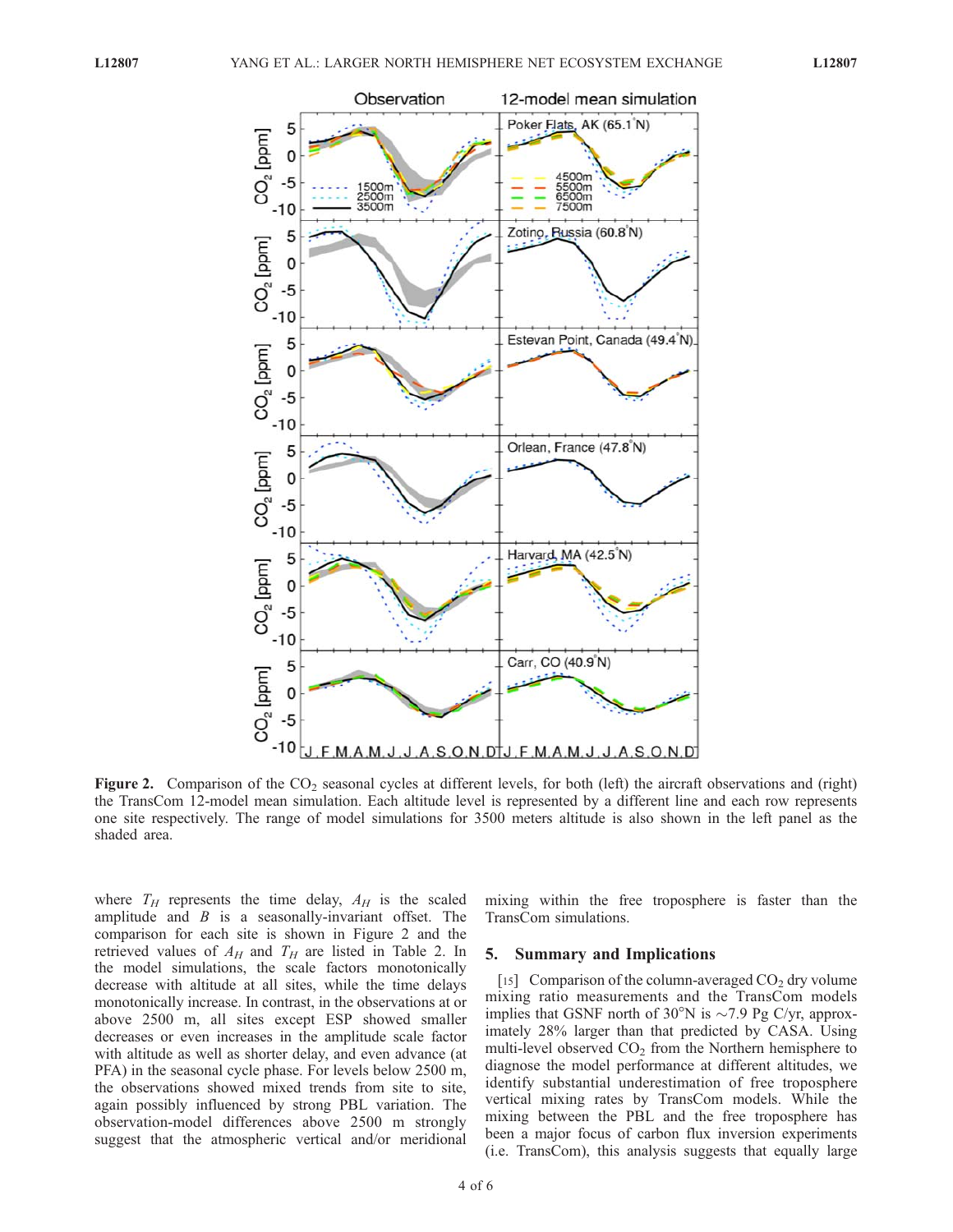Observation

12-model mean simulation

Poker Flats, AK (65.1°N)

Zotino, Russia (60.8°N)

Estevan Point, Canada (49.4°N)

Orlean, France (47.8°N)

Harvard, MA (42.5°N)

Carr, CO (40.9°N)

1500m
2500m
3500m

4500m
5500m
6500m
7500m

$CO_2$ [ppm]

5
0
-5
-10

J F M A M J J A S O N D J F M A M J J A S O N D

**Figure 2.** Comparison of the $CO_2$ seasonal cycles at different levels, for both (left) the aircraft observations and (right) the TransCom 12-model mean simulation. Each altitude level is represented by a different line and each row represents one site respectively. The range of model simulations for 3500 meters altitude is also shown in the left panel as the shaded area.

where $T_H$ represents the time delay, $A_H$ is the scaled amplitude and $B$ is a seasonally-invariant offset. The comparison for each site is shown in Figure 2 and the retrieved values of $A_H$ and $T_H$ are listed in Table 2. In the model simulations, the scale factors monotonically decrease with altitude at all sites, while the time delays monotonically increase. In contrast, in the observations at or above 2500 m, all sites except ESP showed smaller decreases or even increases in the amplitude scale factor with altitude as well as shorter delay, and even advance (at PFA) in the seasonal cycle phase. For levels below 2500 m, the observations showed mixed trends from site to site, again possibly influenced by strong PBL variation. The observation-model differences above 2500 m strongly suggest that the atmospheric vertical and/or meridional mixing within the free troposphere is faster than the TransCom simulations.

## 5. Summary and Implications

[15] Comparison of the column-averaged $CO_2$ dry volume mixing ratio measurements and the TransCom models implies that GSNF north of 30°N is ~7.9 Pg C/yr, approximately 28% larger than that predicted by CASA. Using multi-level observed $CO_2$ from the Northern hemisphere to diagnose the model performance at different altitudes, we identify substantial underestimation of free troposphere vertical mixing rates by TransCom models. While the mixing between the PBL and the free troposphere has been a major focus of carbon flux inversion experiments (i.e. TransCom), this analysis suggests that equally large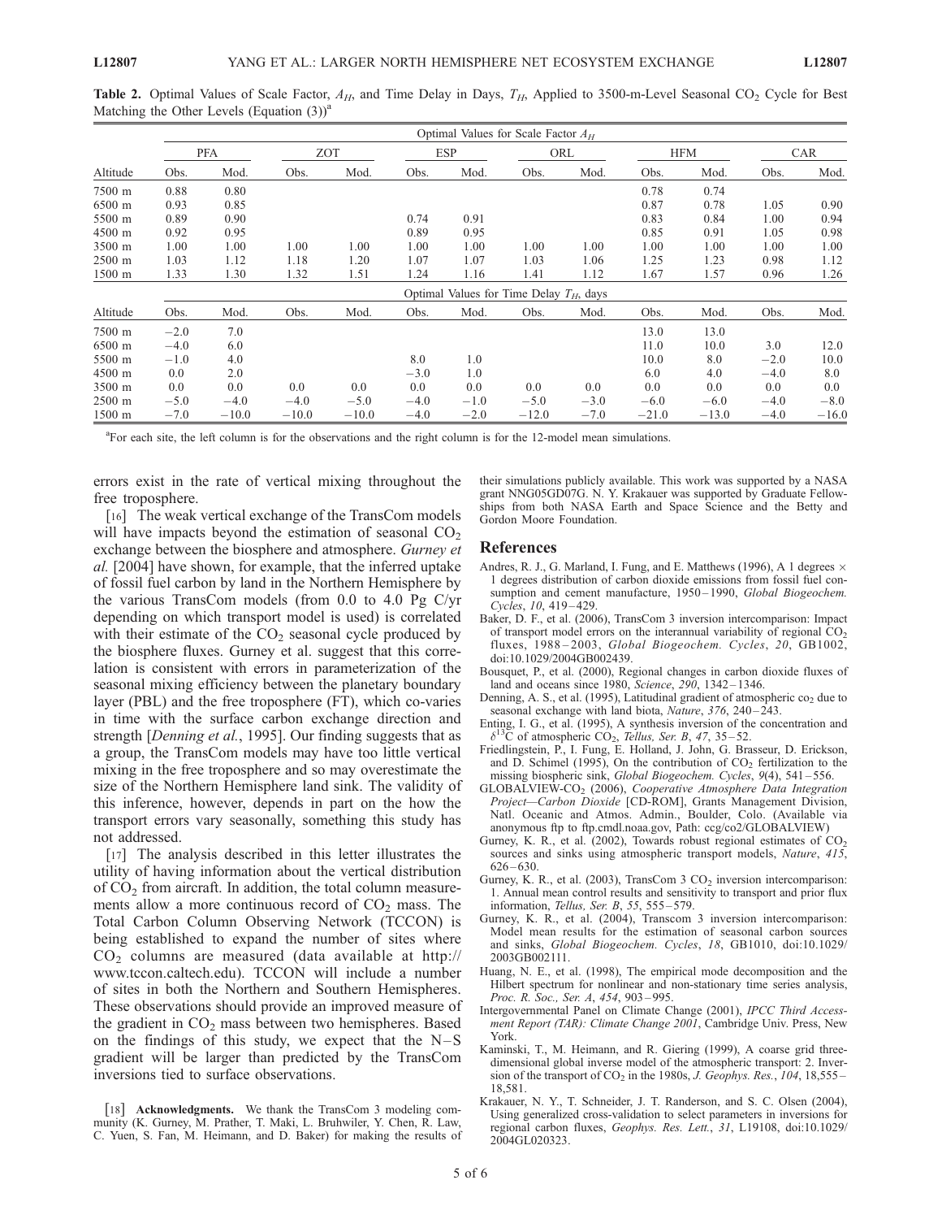**Table 2.** Optimal Values of Scale Factor, $A_H$, and Time Delay in Days, $T_H$, Applied to 3500-m-Level Seasonal $CO_2$ Cycle for Best Matching the Other Levels (Equation (3))[a]

| | Optimal Values for Scale Factor $A_H$ | | | | | | | | | | | |
|---|---|---|---|---|---|---|---|---|---|---|---|---|
| | PFA | | ZOT | | ESP | | ORL | | HFM | | CAR | |
| Altitude | Obs. | Mod. | Obs. | Mod. | Obs. | Mod. | Obs. | Mod. | Obs. | Mod. | Obs. | Mod. |
| 7500 m | 0.88 | 0.80 | | | | | | | 0.78 | 0.74 | | |
| 6500 m | 0.93 | 0.85 | | | | | | | 0.87 | 0.78 | 1.05 | 0.90 |
| 5500 m | 0.89 | 0.90 | | | 0.74 | 0.91 | | | 0.83 | 0.84 | 1.00 | 0.94 |
| 4500 m | 0.92 | 0.95 | | | 0.89 | 0.95 | | | 0.85 | 0.91 | 1.05 | 0.98 |
| 3500 m | 1.00 | 1.00 | 1.00 | 1.00 | 1.00 | 1.00 | 1.00 | 1.00 | 1.00 | 1.00 | 1.00 | 1.00 |
| 2500 m | 1.03 | 1.12 | 1.18 | 1.20 | 1.07 | 1.07 | 1.03 | 1.06 | 1.25 | 1.23 | 0.98 | 1.12 |
| 1500 m | 1.33 | 1.30 | 1.32 | 1.51 | 1.24 | 1.16 | 1.41 | 1.12 | 1.67 | 1.57 | 0.96 | 1.26 |
| | Optimal Values for Time Delay $T_H$, days | | | | | | | | | | | |
| Altitude | Obs. | Mod. | Obs. | Mod. | Obs. | Mod. | Obs. | Mod. | Obs. | Mod. | Obs. | Mod. |
| 7500 m | −2.0 | 7.0 | | | | | | | 13.0 | 13.0 | | |
| 6500 m | −4.0 | 6.0 | | | | | | | 11.0 | 10.0 | 3.0 | 12.0 |
| 5500 m | −1.0 | 4.0 | | | 8.0 | 1.0 | | | 10.0 | 8.0 | −2.0 | 10.0 |
| 4500 m | 0.0 | 2.0 | | | −3.0 | 1.0 | | | 6.0 | 4.0 | −4.0 | 8.0 |
| 3500 m | 0.0 | 0.0 | 0.0 | 0.0 | 0.0 | 0.0 | 0.0 | 0.0 | 0.0 | 0.0 | 0.0 | 0.0 |
| 2500 m | −5.0 | −4.0 | −4.0 | −5.0 | −4.0 | −1.0 | −5.0 | −3.0 | −6.0 | −6.0 | −4.0 | −8.0 |
| 1500 m | −7.0 | −10.0 | −10.0 | −10.0 | −4.0 | −2.0 | −12.0 | −7.0 | −21.0 | −13.0 | −4.0 | −16.0 |

[a]For each site, the left column is for the observations and the right column is for the 12-model mean simulations.

errors exist in the rate of vertical mixing throughout the free troposphere.

[16] The weak vertical exchange of the TransCom models will have impacts beyond the estimation of seasonal $CO_2$ exchange between the biosphere and atmosphere. *Gurney et al.* [2004] have shown, for example, that the inferred uptake of fossil fuel carbon by land in the Northern Hemisphere by the various TransCom models (from 0.0 to 4.0 Pg C/yr depending on which transport model is used) is correlated with their estimate of the $CO_2$ seasonal cycle produced by the biosphere fluxes. Gurney et al. suggest that this correlation is consistent with errors in parameterization of the seasonal mixing efficiency between the planetary boundary layer (PBL) and the free troposphere (FT), which co-varies in time with the surface carbon exchange direction and strength [*Denning et al.*, 1995]. Our finding suggests that as a group, the TransCom models may have too little vertical mixing in the free troposphere and so may overestimate the size of the Northern Hemisphere land sink. The validity of this inference, however, depends in part on the how the transport errors vary seasonally, something this study has not addressed.

[17] The analysis described in this letter illustrates the utility of having information about the vertical distribution of $CO_2$ from aircraft. In addition, the total column measurements allow a more continuous record of $CO_2$ mass. The Total Carbon Column Observing Network (TCCON) is being established to expand the number of sites where $CO_2$ columns are measured (data available at http://www.tccon.caltech.edu). TCCON will include a number of sites in both the Northern and Southern Hemispheres. These observations should provide an improved measure of the gradient in $CO_2$ mass between two hemispheres. Based on the findings of this study, we expect that the N–S gradient will be larger than predicted by the TransCom inversions tied to surface observations.

[18] **Acknowledgments.** We thank the TransCom 3 modeling community (K. Gurney, M. Prather, T. Maki, L. Bruhwiler, Y. Chen, R. Law, C. Yuen, S. Fan, M. Heimann, and D. Baker) for making the results of their simulations publicly available. This work was supported by a NASA grant NNG05GD07G. N. Y. Krakauer was supported by Graduate Fellowships from both NASA Earth and Space Science and the Betty and Gordon Moore Foundation.

## References

Andres, R. J., G. Marland, I. Fung, and E. Matthews (1996), A 1 degrees × 1 degrees distribution of carbon dioxide emissions from fossil fuel consumption and cement manufacture, 1950–1990, *Global Biogeochem. Cycles*, *10*, 419–429.

Baker, D. F., et al. (2006), TransCom 3 inversion intercomparison: Impact of transport model errors on the interannual variability of regional $CO_2$ fluxes, 1988–2003, *Global Biogeochem. Cycles*, *20*, GB1002, doi:10.1029/2004GB002439.

Bousquet, P., et al. (2000), Regional changes in carbon dioxide fluxes of land and oceans since 1980, *Science*, *290*, 1342–1346.

Denning, A. S., et al. (1995), Latitudinal gradient of atmospheric co$_2$ due to seasonal exchange with land biota, *Nature*, *376*, 240–243.

Enting, I. G., et al. (1995), A synthesis inversion of the concentration and $\delta^{13}C$ of atmospheric $CO_2$, *Tellus, Ser. B*, *47*, 35–52.

Friedlingstein, P., I. Fung, E. Holland, J. John, G. Brasseur, D. Erickson, and D. Schimel (1995), On the contribution of $CO_2$ fertilization to the missing biospheric sink, *Global Biogeochem. Cycles*, *9*(4), 541–556.

GLOBALVIEW-$CO_2$ (2006), *Cooperative Atmosphere Data Integration Project—Carbon Dioxide* [CD-ROM], Grants Management Division, Natl. Oceanic and Atmos. Admin., Boulder, Colo. (Available via anonymous ftp to ftp.cmdl.noaa.gov, Path: ccg/co2/GLOBALVIEW)

Gurney, K. R., et al. (2002), Towards robust regional estimates of $CO_2$ sources and sinks using atmospheric transport models, *Nature*, *415*, 626–630.

Gurney, K. R., et al. (2003), TransCom 3 $CO_2$ inversion intercomparison: 1. Annual mean control results and sensitivity to transport and prior flux information, *Tellus, Ser. B*, *55*, 555–579.

Gurney, K. R., et al. (2004), Transcom 3 inversion intercomparison: Model mean results for the estimation of seasonal carbon sources and sinks, *Global Biogeochem. Cycles*, *18*, GB1010, doi:10.1029/2003GB002111.

Huang, N. E., et al. (1998), The empirical mode decomposition and the Hilbert spectrum for nonlinear and non-stationary time series analysis, *Proc. R. Soc., Ser. A*, *454*, 903–995.

Intergovernmental Panel on Climate Change (2001), *IPCC Third Assessment Report (TAR): Climate Change 2001*, Cambridge Univ. Press, New York.

Kaminski, T., M. Heimann, and R. Giering (1999), A coarse grid three-dimensional global inverse model of the atmospheric transport: 2. Inversion of the transport of $CO_2$ in the 1980s, *J. Geophys. Res.*, *104*, 18,555–18,581.

Krakauer, N. Y., T. Schneider, J. T. Randerson, and S. C. Olsen (2004), Using generalized cross-validation to select parameters in inversions for regional carbon fluxes, *Geophys. Res. Lett.*, *31*, L19108, doi:10.1029/2004GL020323.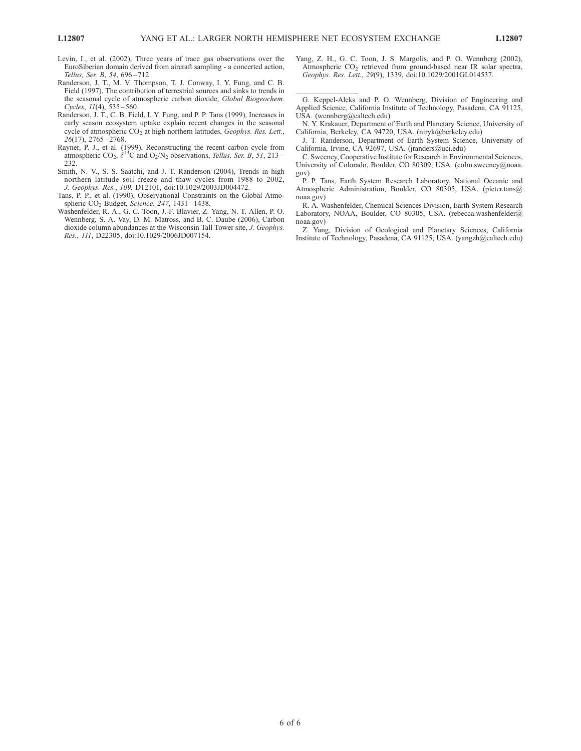Levin, I., et al. (2002), Three years of trace gas observations over the EuroSiberian domain derived from aircraft sampling - a concerted action, *Tellus, Ser. B*, *54*, 696–712.

Randerson, J. T., M. V. Thompson, T. J. Conway, I. Y. Fung, and C. B. Field (1997), The contribution of terrestrial sources and sinks to trends in the seasonal cycle of atmospheric carbon dioxide, *Global Biogeochem. Cycles*, *11*(4), 535–560.

Randerson, J. T., C. B. Field, I. Y. Fung, and P. P. Tans (1999), Increases in early season ecosystem uptake explain recent changes in the seasonal cycle of atmospheric $CO_2$ at high northern latitudes, *Geophys. Res. Lett.*, *26*(17), 2765–2768.

Rayner, P. J., et al. (1999), Reconstructing the recent carbon cycle from atmospheric $CO_2$, $\delta^{13}C$ and $O_2/N_2$ observations, *Tellus, Ser. B*, *51*, 213–232.

Smith, N. V., S. S. Saatchi, and J. T. Randerson (2004), Trends in high northern latitude soil freeze and thaw cycles from 1988 to 2002, *J. Geophys. Res.*, *109*, D12101, doi:10.1029/2003JD004472.

Tans, P. P., et al. (1990), Observational Constraints on the Global Atmospheric $CO_2$ Budget, *Science*, *247*, 1431–1438.

Washenfelder, R. A., G. C. Toon, J.-F. Blavier, Z. Yang, N. T. Allen, P. O. Wennberg, S. A. Vay, D. M. Matross, and B. C. Daube (2006), Carbon dioxide column abundances at the Wisconsin Tall Tower site, *J. Geophys. Res.*, *111*, D22305, doi:10.1029/2006JD007154.

Yang, Z. H., G. C. Toon, J. S. Margolis, and P. O. Wennberg (2002), Atmospheric $CO_2$ retrieved from ground-based near IR solar spectra, *Geophys. Res. Lett.*, *29*(9), 1339, doi:10.1029/2001GL014537.

---

G. Keppel-Aleks and P. O. Wennberg, Division of Engineering and Applied Science, California Institute of Technology, Pasadena, CA 91125, USA. (wennberg@caltech.edu)

N. Y. Krakauer, Department of Earth and Planetary Science, University of California, Berkeley, CA 94720, USA. (niryk@berkeley.edu)

J. T. Randerson, Department of Earth System Science, University of California, Irvine, CA 92697, USA. (jranders@uci.edu)

C. Sweeney, Cooperative Institute for Research in Environmental Sciences, University of Colorado, Boulder, CO 80309, USA. (colm.sweeney@noaa.gov)

P. P. Tans, Earth System Research Laboratory, National Oceanic and Atmospheric Administration, Boulder, CO 80305, USA. (pieter.tans@noaa.gov)

R. A. Washenfelder, Chemical Sciences Division, Earth System Research Laboratory, NOAA, Boulder, CO 80305, USA. (rebecca.washenfelder@noaa.gov)

Z. Yang, Division of Geological and Planetary Sciences, California Institute of Technology, Pasadena, CA 91125, USA. (yangzh@caltech.edu)